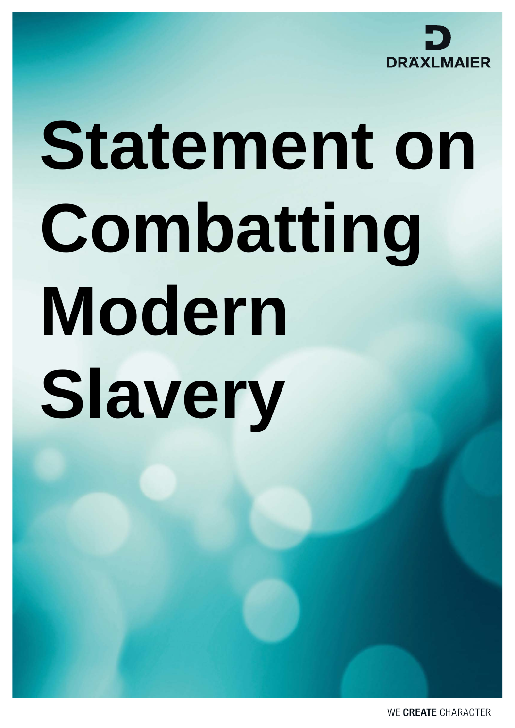DRÄXLMAIER

# Statement on Combatting Modern Slavery

WE **CREATE** CHARACTER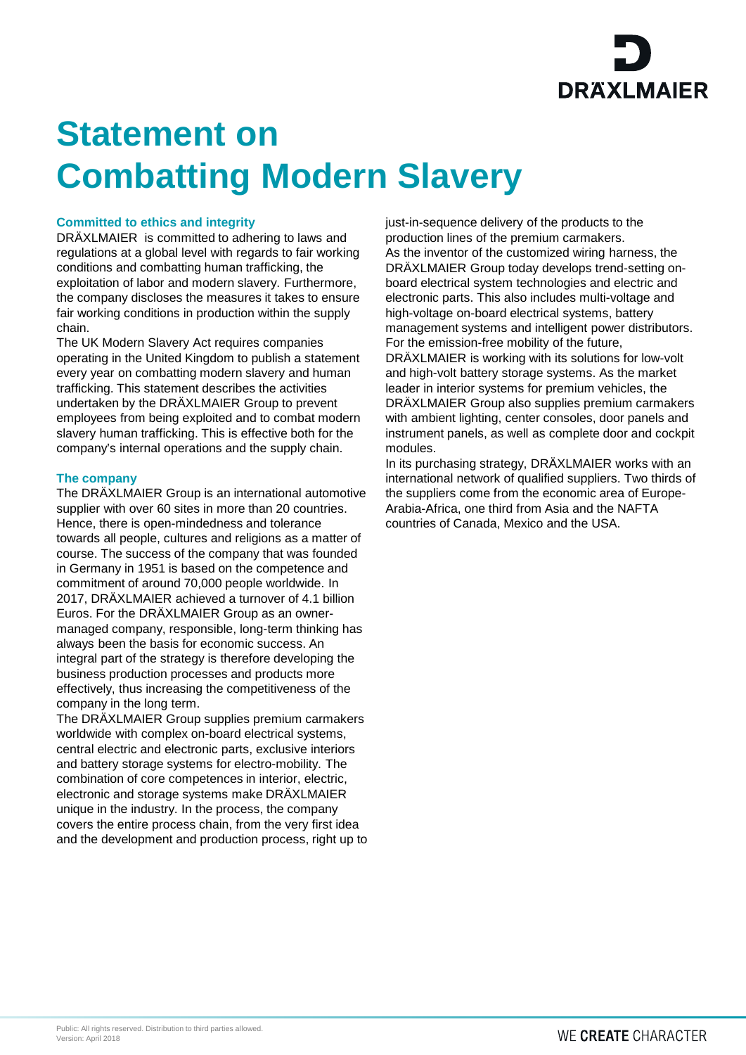# Statement on Combatting Modern Slavery

### Committed to ethics and integrity

DRÄXLMAIER is committed to adhering to laws and regulations at a global level with regards to fair working conditions and combatting human trafficking, the exploitation of labor and modern slavery. Furthermore, the company discloses the measures it takes to ensure fair working conditions in production within the supply chain.

The UK Modern Slavery Act requires companies operating in the United Kingdom to publish a statement every year on combatting modern slavery and human trafficking. This statement describes the activities undertaken by the DRÄXLMAIER Group to prevent employees from being exploited and to combat modern slavery human trafficking. This is effective both for the company's internal operations and the supply chain.

### The company

The DRÄXLMAIER Group is an international automotive supplier with over 60 sites in more than 20 countries. Hence, there is open-mindedness and tolerance towards all people, cultures and religions as a matter of course. The success of the company that was founded in Germany in 1951 is based on the competence and commitment of around 70,000 people worldwide. In 2017, DRÄXLMAIER achieved a turnover of 4.1 billion Euros. For the DRÄXLMAIER Group as an owner-managed company, responsible, long-term thinking has always been the basis for economic success. An integral part of the strategy is therefore developing the business production processes and products more effectively, thus increasing the competitiveness of the company in the long term.

The DRÄXLMAIER Group supplies premium carmakers worldwide with complex on-board electrical systems, central electric and electronic parts, exclusive interiors and battery storage systems for electro-mobility. The combination of core competences in interior, electric, electronic and storage systems make DRÄXLMAIER unique in the industry. In the process, the company covers the entire process chain, from the very first idea and the development and production process, right up to just-in-sequence delivery of the products to the production lines of the premium carmakers.

As the inventor of the customized wiring harness, the DRÄXLMAIER Group today develops trend-setting on-board electrical system technologies and electric and electronic parts. This also includes multi-voltage and high-voltage on-board electrical systems, battery management systems and intelligent power distributors. For the emission-free mobility of the future, DRÄXLMAIER is working with its solutions for low-volt and high-volt battery storage systems. As the market leader in interior systems for premium vehicles, the DRÄXLMAIER Group also supplies premium carmakers with ambient lighting, center consoles, door panels and instrument panels, as well as complete door and cockpit modules.

In its purchasing strategy, DRÄXLMAIER works with an international network of qualified suppliers. Two thirds of the suppliers come from the economic area of Europe-Arabia-Africa, one third from Asia and the NAFTA countries of Canada, Mexico and the USA.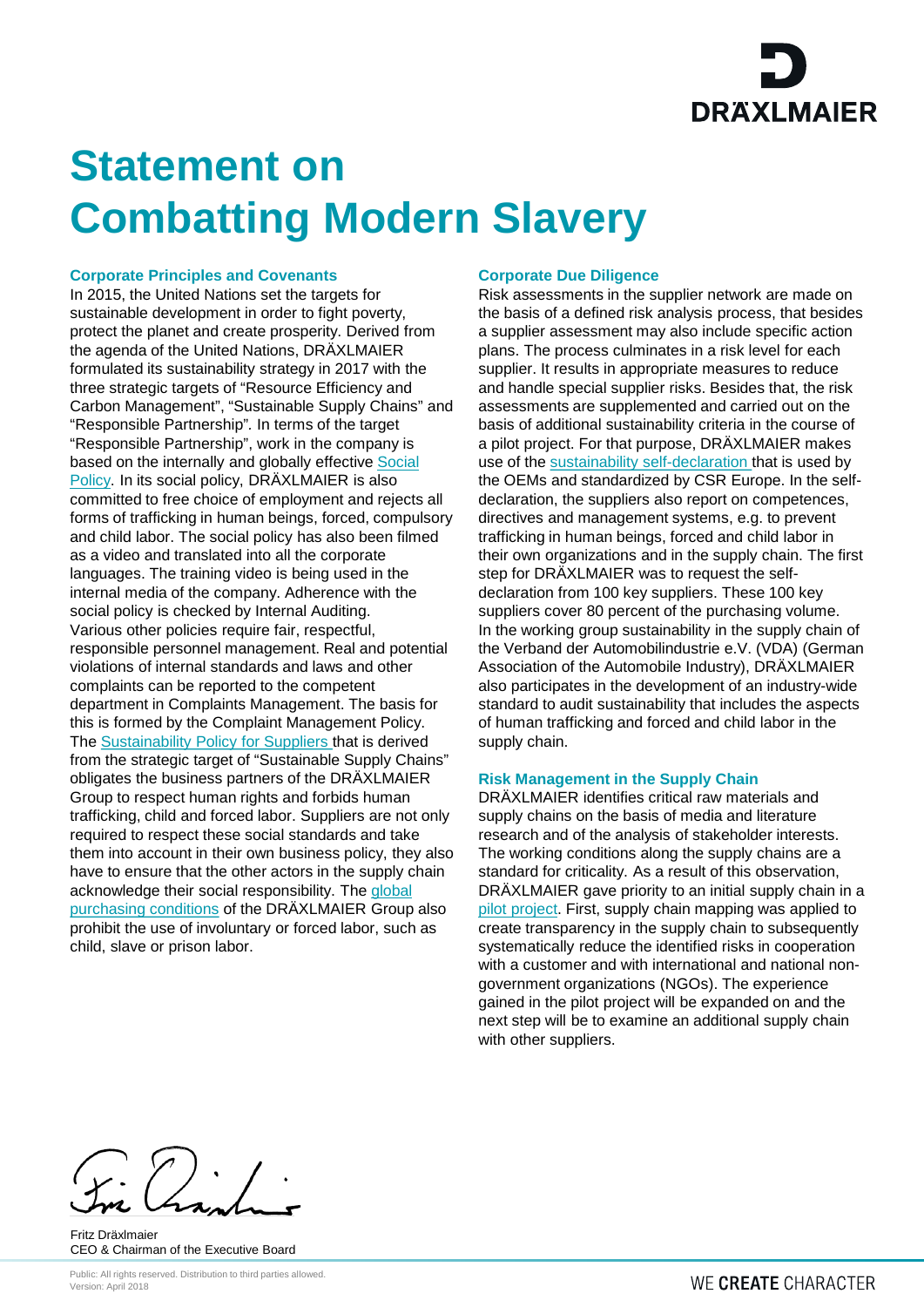# Statement on Combatting Modern Slavery

### Corporate Principles and Covenants

In 2015, the United Nations set the targets for sustainable development in order to fight poverty, protect the planet and create prosperity. Derived from the agenda of the United Nations, DRÄXLMAIER formulated its sustainability strategy in 2017 with the three strategic targets of "Resource Efficiency and Carbon Management", "Sustainable Supply Chains" and "Responsible Partnership". In terms of the target "Responsible Partnership", work in the company is based on the internally and globally effective Social Policy. In its social policy, DRÄXLMAIER is also committed to free choice of employment and rejects all forms of trafficking in human beings, forced, compulsory and child labor. The social policy has also been filmed as a video and translated into all the corporate languages. The training video is being used in the internal media of the company. Adherence with the social policy is checked by Internal Auditing.

Various other policies require fair, respectful, responsible personnel management. Real and potential violations of internal standards and laws and other complaints can be reported to the competent department in Complaints Management. The basis for this is formed by the Complaint Management Policy.

The Sustainability Policy for Suppliers that is derived from the strategic target of "Sustainable Supply Chains" obligates the business partners of the DRÄXLMAIER Group to respect human rights and forbids human trafficking, child and forced labor. Suppliers are not only required to respect these social standards and take them into account in their own business policy, they also have to ensure that the other actors in the supply chain acknowledge their social responsibility. The global purchasing conditions of the DRÄXLMAIER Group also prohibit the use of involuntary or forced labor, such as child, slave or prison labor.

### Corporate Due Diligence

Risk assessments in the supplier network are made on the basis of a defined risk analysis process, that besides a supplier assessment may also include specific action plans. The process culminates in a risk level for each supplier. It results in appropriate measures to reduce and handle special supplier risks. Besides that, the risk assessments are supplemented and carried out on the basis of additional sustainability criteria in the course of a pilot project. For that purpose, DRÄXLMAIER makes use of the sustainability self-declaration that is used by the OEMs and standardized by CSR Europe. In the self-declaration, the suppliers also report on competences, directives and management systems, e.g. to prevent trafficking in human beings, forced and child labor in their own organizations and in the supply chain. The first step for DRÄXLMAIER was to request the self-declaration from 100 key suppliers. These 100 key suppliers cover 80 percent of the purchasing volume.

In the working group sustainability in the supply chain of the Verband der Automobilindustrie e.V. (VDA) (German Association of the Automobile Industry), DRÄXLMAIER also participates in the development of an industry-wide standard to audit sustainability that includes the aspects of human trafficking and forced and child labor in the supply chain.

### Risk Management in the Supply Chain

DRÄXLMAIER identifies critical raw materials and supply chains on the basis of media and literature research and of the analysis of stakeholder interests. The working conditions along the supply chains are a standard for criticality. As a result of this observation, DRÄXLMAIER gave priority to an initial supply chain in a pilot project. First, supply chain mapping was applied to create transparency in the supply chain to subsequently systematically reduce the identified risks in cooperation with a customer and with international and national non-government organizations (NGOs). The experience gained in the pilot project will be expanded on and the next step will be to examine an additional supply chain with other suppliers.

Fritz Dräxlmaier
CEO & Chairman of the Executive Board

Public: All rights reserved. Distribution to third parties allowed.
Version: April 2018